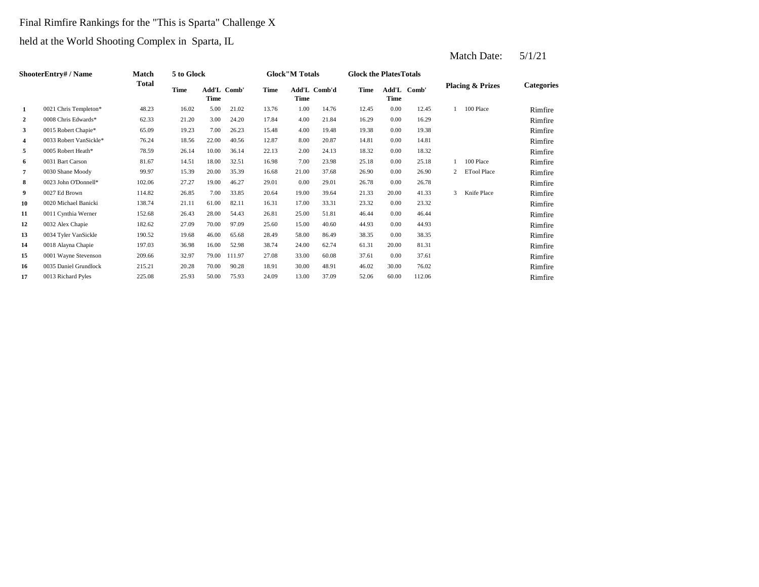Final Rimfire Rankings for the "This is Sparta" Challenge X

held at the World Shooting Complex in Sparta, IL

Match Date: 5/1/21

| | ShooterEntry# / Name | Match Total | 5 to Glock | | | Glock"M Totals | | | Glock the PlatesTotals | | | Placing & Prizes | | Categories |
|---|---|---|---|---|---|---|---|---|---|---|---|---|---|---|
| | | | Time | Add'L Time | Comb' | Time | Add'L Time | Comb'd | Time | Add'L Time | Comb' | | | |
| 1 | 0021 Chris Templeton* | 48.23 | 16.02 | 5.00 | 21.02 | 13.76 | 1.00 | 14.76 | 12.45 | 0.00 | 12.45 | 1 | 100 Place | Rimfire |
| 2 | 0008 Chris Edwards* | 62.33 | 21.20 | 3.00 | 24.20 | 17.84 | 4.00 | 21.84 | 16.29 | 0.00 | 16.29 | | | Rimfire |
| 3 | 0015 Robert Chapie* | 65.09 | 19.23 | 7.00 | 26.23 | 15.48 | 4.00 | 19.48 | 19.38 | 0.00 | 19.38 | | | Rimfire |
| 4 | 0033 Robert VanSickle* | 76.24 | 18.56 | 22.00 | 40.56 | 12.87 | 8.00 | 20.87 | 14.81 | 0.00 | 14.81 | | | Rimfire |
| 5 | 0005 Robert Heath* | 78.59 | 26.14 | 10.00 | 36.14 | 22.13 | 2.00 | 24.13 | 18.32 | 0.00 | 18.32 | | | Rimfire |
| 6 | 0031 Bart Carson | 81.67 | 14.51 | 18.00 | 32.51 | 16.98 | 7.00 | 23.98 | 25.18 | 0.00 | 25.18 | 1 | 100 Place | Rimfire |
| 7 | 0030 Shane Moody | 99.97 | 15.39 | 20.00 | 35.39 | 16.68 | 21.00 | 37.68 | 26.90 | 0.00 | 26.90 | 2 | ETool Place | Rimfire |
| 8 | 0023 John O'Donnell* | 102.06 | 27.27 | 19.00 | 46.27 | 29.01 | 0.00 | 29.01 | 26.78 | 0.00 | 26.78 | | | Rimfire |
| 9 | 0027 Ed Brown | 114.82 | 26.85 | 7.00 | 33.85 | 20.64 | 19.00 | 39.64 | 21.33 | 20.00 | 41.33 | 3 | Knife Place | Rimfire |
| 10 | 0020 Michael Banicki | 138.74 | 21.11 | 61.00 | 82.11 | 16.31 | 17.00 | 33.31 | 23.32 | 0.00 | 23.32 | | | Rimfire |
| 11 | 0011 Cynthia Werner | 152.68 | 26.43 | 28.00 | 54.43 | 26.81 | 25.00 | 51.81 | 46.44 | 0.00 | 46.44 | | | Rimfire |
| 12 | 0032 Alex Chapie | 182.62 | 27.09 | 70.00 | 97.09 | 25.60 | 15.00 | 40.60 | 44.93 | 0.00 | 44.93 | | | Rimfire |
| 13 | 0034 Tyler VanSickle | 190.52 | 19.68 | 46.00 | 65.68 | 28.49 | 58.00 | 86.49 | 38.35 | 0.00 | 38.35 | | | Rimfire |
| 14 | 0018 Alayna Chapie | 197.03 | 36.98 | 16.00 | 52.98 | 38.74 | 24.00 | 62.74 | 61.31 | 20.00 | 81.31 | | | Rimfire |
| 15 | 0001 Wayne Stevenson | 209.66 | 32.97 | 79.00 | 111.97 | 27.08 | 33.00 | 60.08 | 37.61 | 0.00 | 37.61 | | | Rimfire |
| 16 | 0035 Daniel Grundlock | 215.21 | 20.28 | 70.00 | 90.28 | 18.91 | 30.00 | 48.91 | 46.02 | 30.00 | 76.02 | | | Rimfire |
| 17 | 0013 Richard Pyles | 225.08 | 25.93 | 50.00 | 75.93 | 24.09 | 13.00 | 37.09 | 52.06 | 60.00 | 112.06 | | | Rimfire |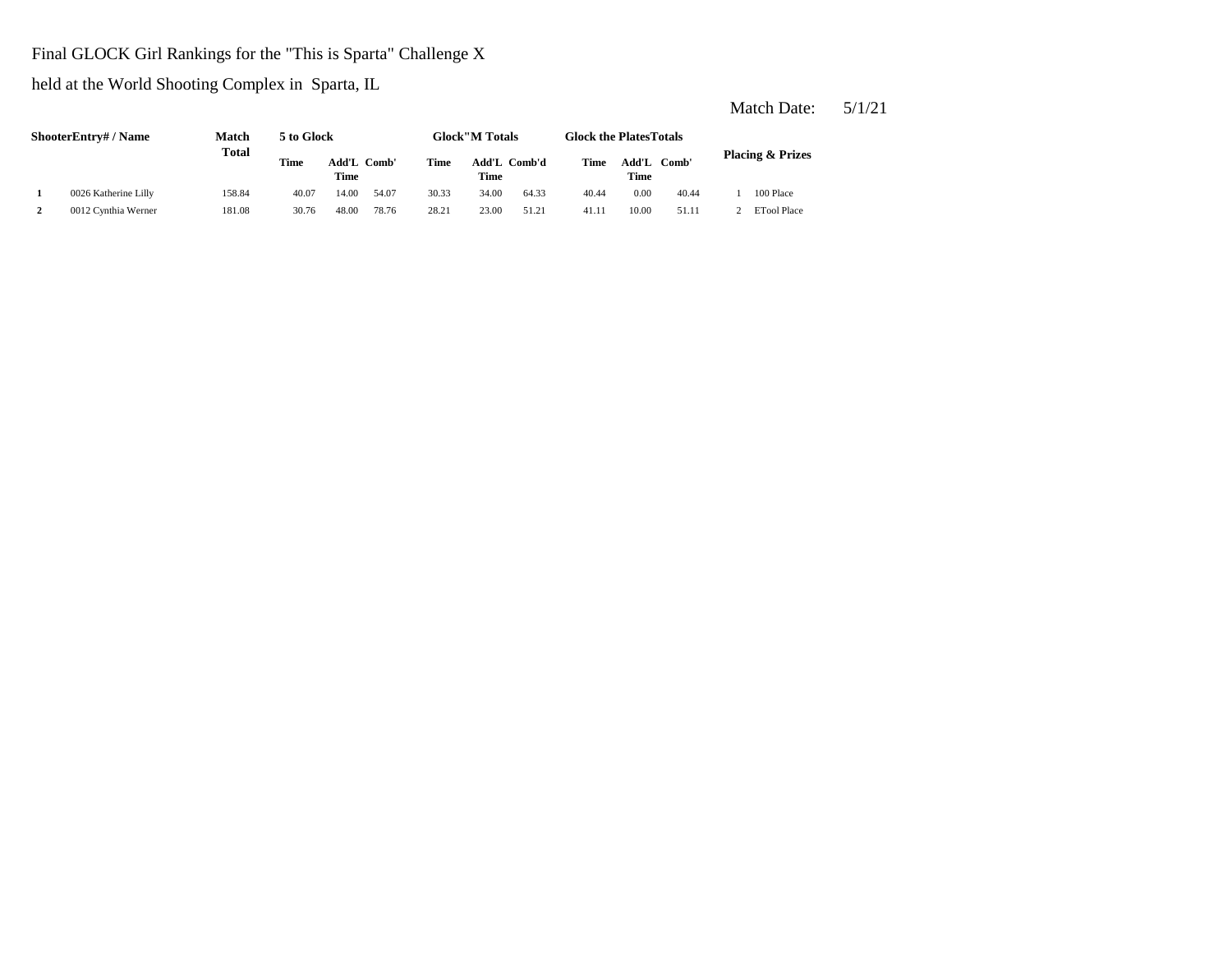Final GLOCK Girl Rankings for the "This is Sparta" Challenge X

held at the World Shooting Complex in Sparta, IL

Match Date: 5/1/21

| Shooter | Entry# / Name | Match Total | 5 to Glock | | | Glock"M Totals | | | Glock the Plates Totals | | | Placing & Prizes | |
|---|---|---|---|---|---|---|---|---|---|---|---|---|---|
| | | | Time | Add'L Time | Comb' | Time | Add'L Time | Comb'd | Time | Add'L Time | Comb' | | |
| **1** | 0026 Katherine Lilly | 158.84 | 40.07 | 14.00 | 54.07 | 30.33 | 34.00 | 64.33 | 40.44 | 0.00 | 40.44 | 1 | 100 Place |
| **2** | 0012 Cynthia Werner | 181.08 | 30.76 | 48.00 | 78.76 | 28.21 | 23.00 | 51.21 | 41.11 | 10.00 | 51.11 | 2 | ETool Place |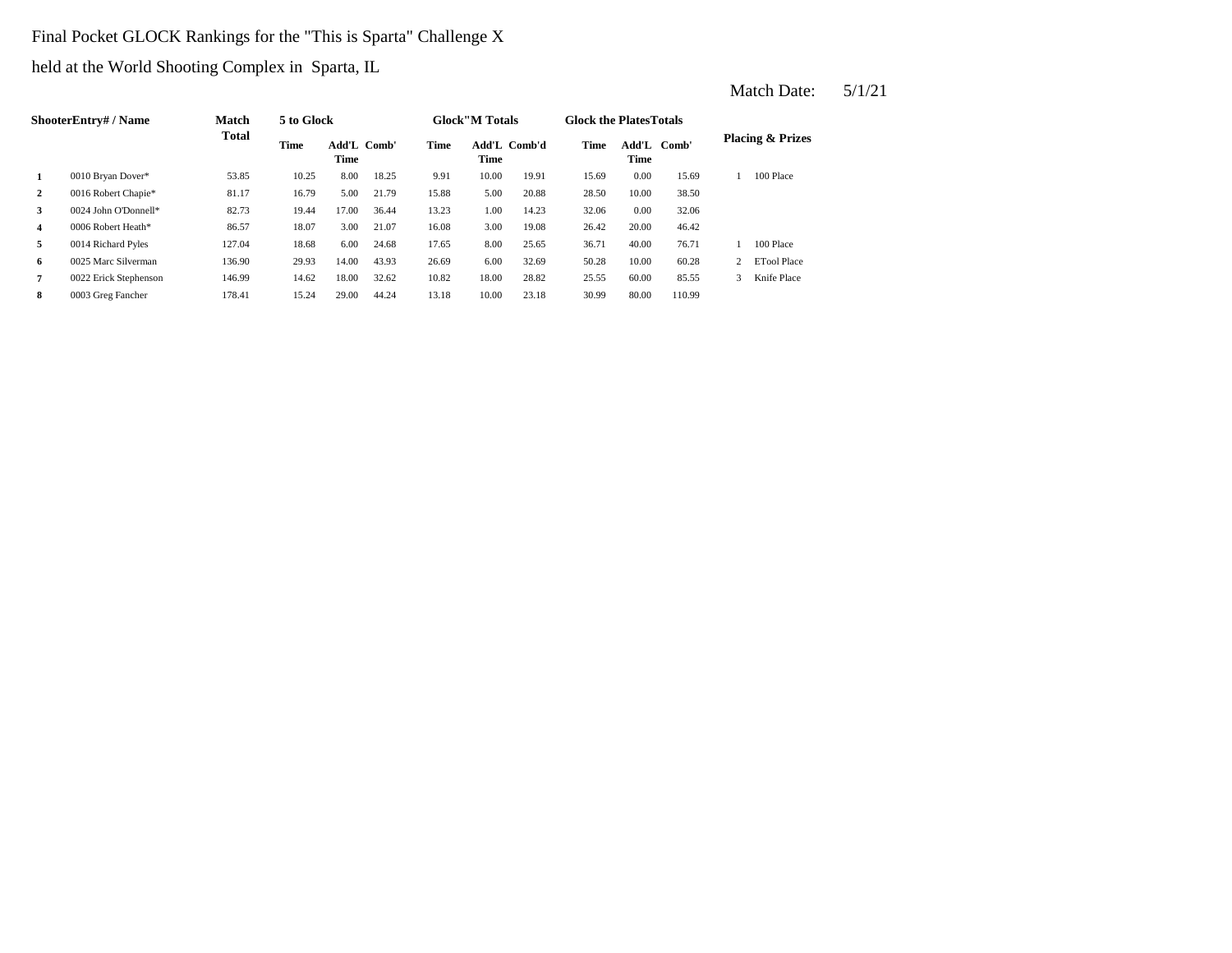Final Pocket GLOCK Rankings for the "This is Sparta" Challenge X

held at the World Shooting Complex in Sparta, IL

Match Date: 5/1/21

| Shooter | Entry# / Name | Match Total | 5 to Glock | | | Glock"M Totals | | | Glock the Plates Totals | | | Placing & Prizes | |
|---|---|---|---|---|---|---|---|---|---|---|---|---|---|
| | | | Time | Add'L Time | Comb' | Time | Add'L Time | Comb'd | Time | Add'L Time | Comb' | | |
| 1 | 0010 Bryan Dover* | 53.85 | 10.25 | 8.00 | 18.25 | 9.91 | 10.00 | 19.91 | 15.69 | 0.00 | 15.69 | 1 | 100 Place |
| 2 | 0016 Robert Chapie* | 81.17 | 16.79 | 5.00 | 21.79 | 15.88 | 5.00 | 20.88 | 28.50 | 10.00 | 38.50 | | |
| 3 | 0024 John O'Donnell* | 82.73 | 19.44 | 17.00 | 36.44 | 13.23 | 1.00 | 14.23 | 32.06 | 0.00 | 32.06 | | |
| 4 | 0006 Robert Heath* | 86.57 | 18.07 | 3.00 | 21.07 | 16.08 | 3.00 | 19.08 | 26.42 | 20.00 | 46.42 | | |
| 5 | 0014 Richard Pyles | 127.04 | 18.68 | 6.00 | 24.68 | 17.65 | 8.00 | 25.65 | 36.71 | 40.00 | 76.71 | 1 | 100 Place |
| 6 | 0025 Marc Silverman | 136.90 | 29.93 | 14.00 | 43.93 | 26.69 | 6.00 | 32.69 | 50.28 | 10.00 | 60.28 | 2 | ETool Place |
| 7 | 0022 Erick Stephenson | 146.99 | 14.62 | 18.00 | 32.62 | 10.82 | 18.00 | 28.82 | 25.55 | 60.00 | 85.55 | 3 | Knife Place |
| 8 | 0003 Greg Fancher | 178.41 | 15.24 | 29.00 | 44.24 | 13.18 | 10.00 | 23.18 | 30.99 | 80.00 | 110.99 | | |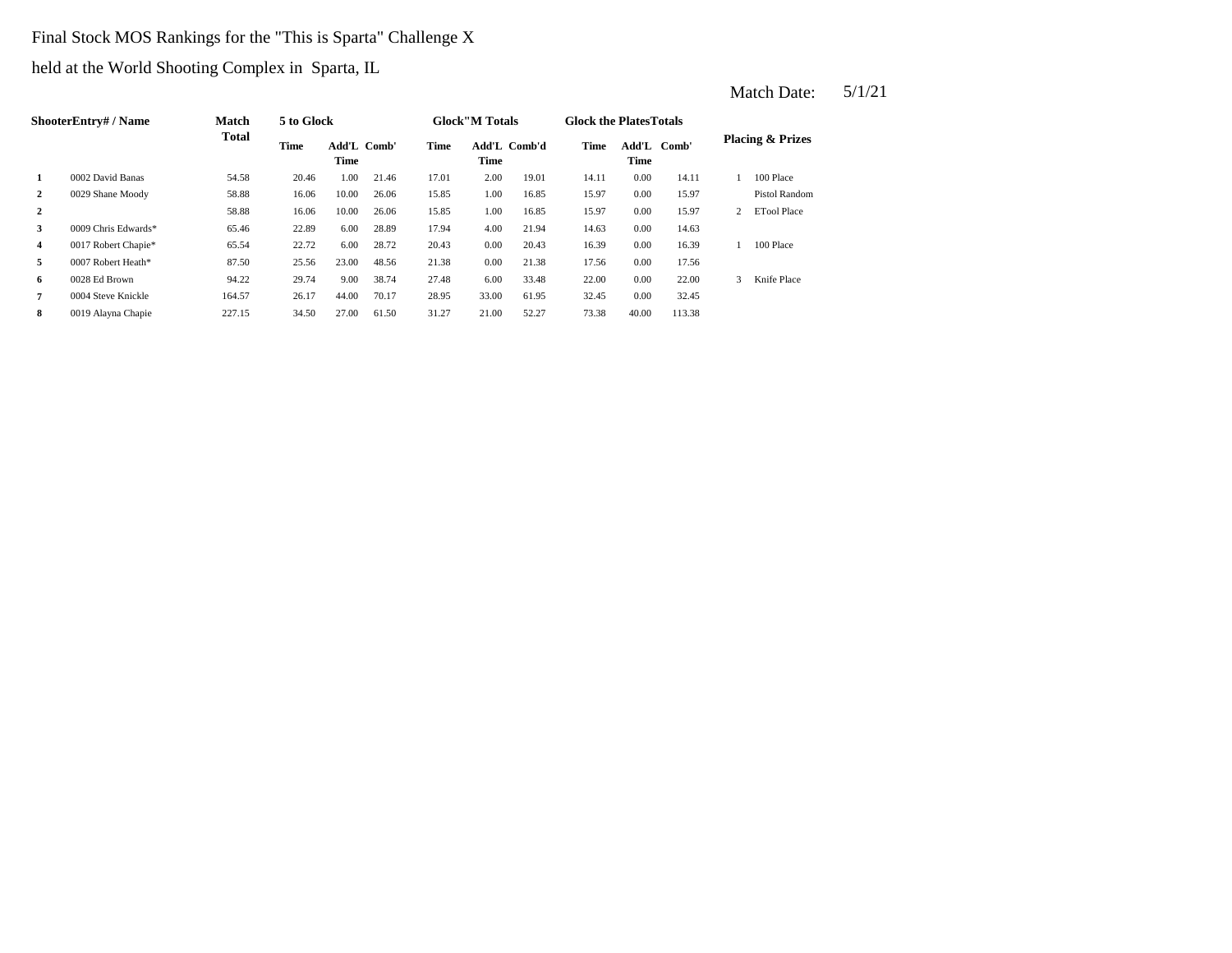Final Stock MOS Rankings for the "This is Sparta" Challenge X

held at the World Shooting Complex in Sparta, IL

Match Date: 5/1/21

| Shooter | Entry# / Name | Match Total | 5 to Glock | | | Glock"M Totals | | | Glock the Plates Totals | | | Placing & Prizes | |
|---|---|---|---|---|---|---|---|---|---|---|---|---|---|
| | | | Time | Add'L Time | Comb' | Time | Add'L Time | Comb'd | Time | Add'L Time | Comb' | | |
| 1 | 0002 David Banas | 54.58 | 20.46 | 1.00 | 21.46 | 17.01 | 2.00 | 19.01 | 14.11 | 0.00 | 14.11 | 1 | 100 Place |
| 2 | 0029 Shane Moody | 58.88 | 16.06 | 10.00 | 26.06 | 15.85 | 1.00 | 16.85 | 15.97 | 0.00 | 15.97 | | Pistol Random |
| 2 | | 58.88 | 16.06 | 10.00 | 26.06 | 15.85 | 1.00 | 16.85 | 15.97 | 0.00 | 15.97 | 2 | ETool Place |
| 3 | 0009 Chris Edwards* | 65.46 | 22.89 | 6.00 | 28.89 | 17.94 | 4.00 | 21.94 | 14.63 | 0.00 | 14.63 | | |
| 4 | 0017 Robert Chapie* | 65.54 | 22.72 | 6.00 | 28.72 | 20.43 | 0.00 | 20.43 | 16.39 | 0.00 | 16.39 | 1 | 100 Place |
| 5 | 0007 Robert Heath* | 87.50 | 25.56 | 23.00 | 48.56 | 21.38 | 0.00 | 21.38 | 17.56 | 0.00 | 17.56 | | |
| 6 | 0028 Ed Brown | 94.22 | 29.74 | 9.00 | 38.74 | 27.48 | 6.00 | 33.48 | 22.00 | 0.00 | 22.00 | 3 | Knife Place |
| 7 | 0004 Steve Knickle | 164.57 | 26.17 | 44.00 | 70.17 | 28.95 | 33.00 | 61.95 | 32.45 | 0.00 | 32.45 | | |
| 8 | 0019 Alayna Chapie | 227.15 | 34.50 | 27.00 | 61.50 | 31.27 | 21.00 | 52.27 | 73.38 | 40.00 | 113.38 | | |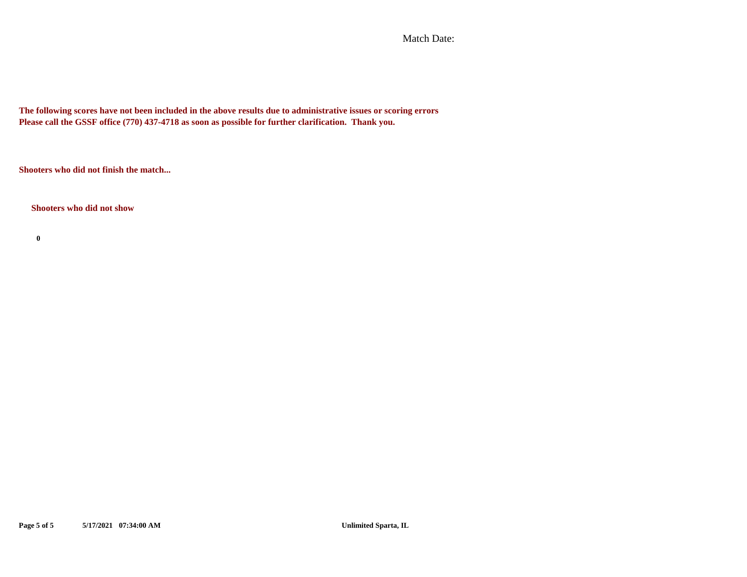Match Date:

**The following scores have not been included in the above results due to administrative issues or scoring errors**
**Please call the GSSF office (770) 437-4718 as soon as possible for further clarification. Thank you.**

**Shooters who did not finish the match...**

**Shooters who did not show**

**0**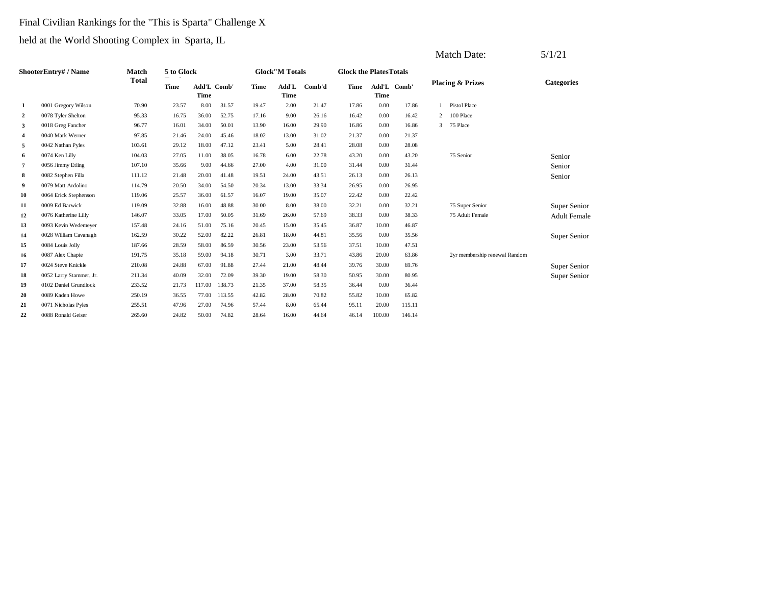Final Civilian Rankings for the "This is Sparta" Challenge X

held at the World Shooting Complex in Sparta, IL

Match Date: 5/1/21

| ShooterEntry# / Name | | Match Total | 5 to Glock | | | Glock"M Totals | | | Glock the PlatesTotals | | | Placing & Prizes | | Categories |
|---|---|---|---|---|---|---|---|---|---|---|---|---|---|---|
| | | | Time | Add'L Time | Comb' | Time | Add'L Time | Comb'd | Time | Add'L Time | Comb' | | | |
| 1 | 0001 Gregory Wilson | 70.90 | 23.57 | 8.00 | 31.57 | 19.47 | 2.00 | 21.47 | 17.86 | 0.00 | 17.86 | 1 | Pistol Place | |
| 2 | 0078 Tyler Shelton | 95.33 | 16.75 | 36.00 | 52.75 | 17.16 | 9.00 | 26.16 | 16.42 | 0.00 | 16.42 | 2 | 100 Place | |
| 3 | 0018 Greg Fancher | 96.77 | 16.01 | 34.00 | 50.01 | 13.90 | 16.00 | 29.90 | 16.86 | 0.00 | 16.86 | 3 | 75 Place | |
| 4 | 0040 Mark Werner | 97.85 | 21.46 | 24.00 | 45.46 | 18.02 | 13.00 | 31.02 | 21.37 | 0.00 | 21.37 | | | |
| 5 | 0042 Nathan Pyles | 103.61 | 29.12 | 18.00 | 47.12 | 23.41 | 5.00 | 28.41 | 28.08 | 0.00 | 28.08 | | | |
| 6 | 0074 Ken Lilly | 104.03 | 27.05 | 11.00 | 38.05 | 16.78 | 6.00 | 22.78 | 43.20 | 0.00 | 43.20 | | 75 Senior | Senior |
| 7 | 0056 Jimmy Etling | 107.10 | 35.66 | 9.00 | 44.66 | 27.00 | 4.00 | 31.00 | 31.44 | 0.00 | 31.44 | | | Senior |
| 8 | 0082 Stephen Filla | 111.12 | 21.48 | 20.00 | 41.48 | 19.51 | 24.00 | 43.51 | 26.13 | 0.00 | 26.13 | | | Senior |
| 9 | 0079 Matt Ardolino | 114.79 | 20.50 | 34.00 | 54.50 | 20.34 | 13.00 | 33.34 | 26.95 | 0.00 | 26.95 | | | |
| 10 | 0064 Erick Stephenson | 119.06 | 25.57 | 36.00 | 61.57 | 16.07 | 19.00 | 35.07 | 22.42 | 0.00 | 22.42 | | | |
| 11 | 0009 Ed Barwick | 119.09 | 32.88 | 16.00 | 48.88 | 30.00 | 8.00 | 38.00 | 32.21 | 0.00 | 32.21 | | 75 Super Senior | Super Senior |
| 12 | 0076 Katherine Lilly | 146.07 | 33.05 | 17.00 | 50.05 | 31.69 | 26.00 | 57.69 | 38.33 | 0.00 | 38.33 | | 75 Adult Female | Adult Female |
| 13 | 0093 Kevin Wedemeyer | 157.48 | 24.16 | 51.00 | 75.16 | 20.45 | 15.00 | 35.45 | 36.87 | 10.00 | 46.87 | | | |
| 14 | 0028 William Cavanagh | 162.59 | 30.22 | 52.00 | 82.22 | 26.81 | 18.00 | 44.81 | 35.56 | 0.00 | 35.56 | | | Super Senior |
| 15 | 0084 Louis Jolly | 187.66 | 28.59 | 58.00 | 86.59 | 30.56 | 23.00 | 53.56 | 37.51 | 10.00 | 47.51 | | | |
| 16 | 0087 Alex Chapie | 191.75 | 35.18 | 59.00 | 94.18 | 30.71 | 3.00 | 33.71 | 43.86 | 20.00 | 63.86 | | 2yr membership renewal Random | |
| 17 | 0024 Steve Knickle | 210.08 | 24.88 | 67.00 | 91.88 | 27.44 | 21.00 | 48.44 | 39.76 | 30.00 | 69.76 | | | Super Senior |
| 18 | 0052 Larry Stammer, Jr. | 211.34 | 40.09 | 32.00 | 72.09 | 39.30 | 19.00 | 58.30 | 50.95 | 30.00 | 80.95 | | | Super Senior |
| 19 | 0102 Daniel Grundlock | 233.52 | 21.73 | 117.00 | 138.73 | 21.35 | 37.00 | 58.35 | 36.44 | 0.00 | 36.44 | | | |
| 20 | 0089 Kaden Howe | 250.19 | 36.55 | 77.00 | 113.55 | 42.82 | 28.00 | 70.82 | 55.82 | 10.00 | 65.82 | | | |
| 21 | 0071 Nicholas Pyles | 255.51 | 47.96 | 27.00 | 74.96 | 57.44 | 8.00 | 65.44 | 95.11 | 20.00 | 115.11 | | | |
| 22 | 0088 Ronald Geiser | 265.60 | 24.82 | 50.00 | 74.82 | 28.64 | 16.00 | 44.64 | 46.14 | 100.00 | 146.14 | | | |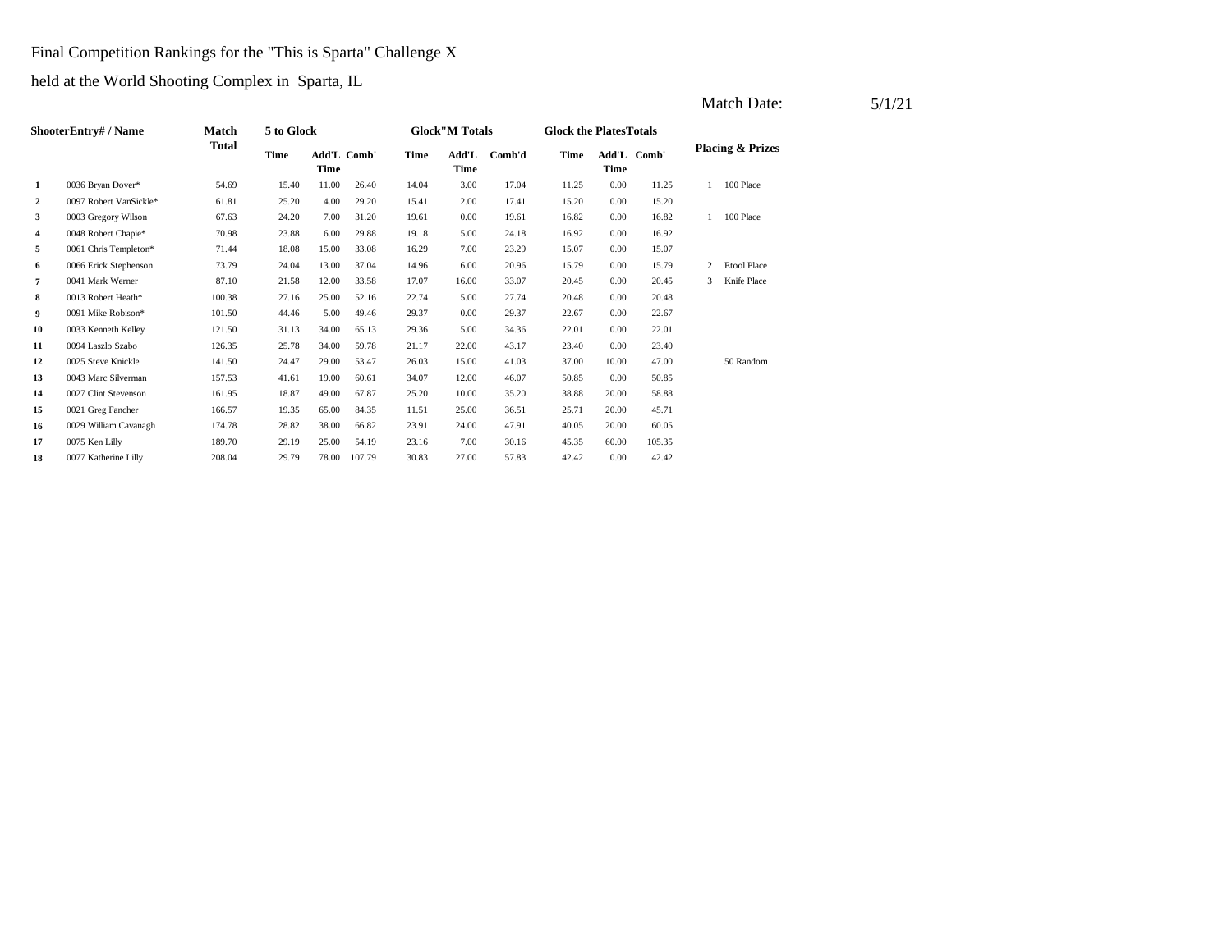Final Competition Rankings for the "This is Sparta" Challenge X

held at the World Shooting Complex in Sparta, IL

Match Date: 5/1/21

| ShooterEntry# / Name | | Match Total | 5 to Glock | | | Glock"M Totals | | | Glock the PlatesTotals | | | Placing & Prizes | |
|---|---|---|---|---|---|---|---|---|---|---|---|---|---|
| | | | Time | Add'L Time | Comb' | Time | Add'L Time | Comb'd | Time | Add'L Time | Comb' | | |
| 1 | 0036 Bryan Dover* | 54.69 | 15.40 | 11.00 | 26.40 | 14.04 | 3.00 | 17.04 | 11.25 | 0.00 | 11.25 | 1 | 100 Place |
| 2 | 0097 Robert VanSickle* | 61.81 | 25.20 | 4.00 | 29.20 | 15.41 | 2.00 | 17.41 | 15.20 | 0.00 | 15.20 | | |
| 3 | 0003 Gregory Wilson | 67.63 | 24.20 | 7.00 | 31.20 | 19.61 | 0.00 | 19.61 | 16.82 | 0.00 | 16.82 | 1 | 100 Place |
| 4 | 0048 Robert Chapie* | 70.98 | 23.88 | 6.00 | 29.88 | 19.18 | 5.00 | 24.18 | 16.92 | 0.00 | 16.92 | | |
| 5 | 0061 Chris Templeton* | 71.44 | 18.08 | 15.00 | 33.08 | 16.29 | 7.00 | 23.29 | 15.07 | 0.00 | 15.07 | | |
| 6 | 0066 Erick Stephenson | 73.79 | 24.04 | 13.00 | 37.04 | 14.96 | 6.00 | 20.96 | 15.79 | 0.00 | 15.79 | 2 | Etool Place |
| 7 | 0041 Mark Werner | 87.10 | 21.58 | 12.00 | 33.58 | 17.07 | 16.00 | 33.07 | 20.45 | 0.00 | 20.45 | 3 | Knife Place |
| 8 | 0013 Robert Heath* | 100.38 | 27.16 | 25.00 | 52.16 | 22.74 | 5.00 | 27.74 | 20.48 | 0.00 | 20.48 | | |
| 9 | 0091 Mike Robison* | 101.50 | 44.46 | 5.00 | 49.46 | 29.37 | 0.00 | 29.37 | 22.67 | 0.00 | 22.67 | | |
| 10 | 0033 Kenneth Kelley | 121.50 | 31.13 | 34.00 | 65.13 | 29.36 | 5.00 | 34.36 | 22.01 | 0.00 | 22.01 | | |
| 11 | 0094 Laszlo Szabo | 126.35 | 25.78 | 34.00 | 59.78 | 21.17 | 22.00 | 43.17 | 23.40 | 0.00 | 23.40 | | |
| 12 | 0025 Steve Knickle | 141.50 | 24.47 | 29.00 | 53.47 | 26.03 | 15.00 | 41.03 | 37.00 | 10.00 | 47.00 | | 50 Random |
| 13 | 0043 Marc Silverman | 157.53 | 41.61 | 19.00 | 60.61 | 34.07 | 12.00 | 46.07 | 50.85 | 0.00 | 50.85 | | |
| 14 | 0027 Clint Stevenson | 161.95 | 18.87 | 49.00 | 67.87 | 25.20 | 10.00 | 35.20 | 38.88 | 20.00 | 58.88 | | |
| 15 | 0021 Greg Fancher | 166.57 | 19.35 | 65.00 | 84.35 | 11.51 | 25.00 | 36.51 | 25.71 | 20.00 | 45.71 | | |
| 16 | 0029 William Cavanagh | 174.78 | 28.82 | 38.00 | 66.82 | 23.91 | 24.00 | 47.91 | 40.05 | 20.00 | 60.05 | | |
| 17 | 0075 Ken Lilly | 189.70 | 29.19 | 25.00 | 54.19 | 23.16 | 7.00 | 30.16 | 45.35 | 60.00 | 105.35 | | |
| 18 | 0077 Katherine Lilly | 208.04 | 29.79 | 78.00 | 107.79 | 30.83 | 27.00 | 57.83 | 42.42 | 0.00 | 42.42 | | |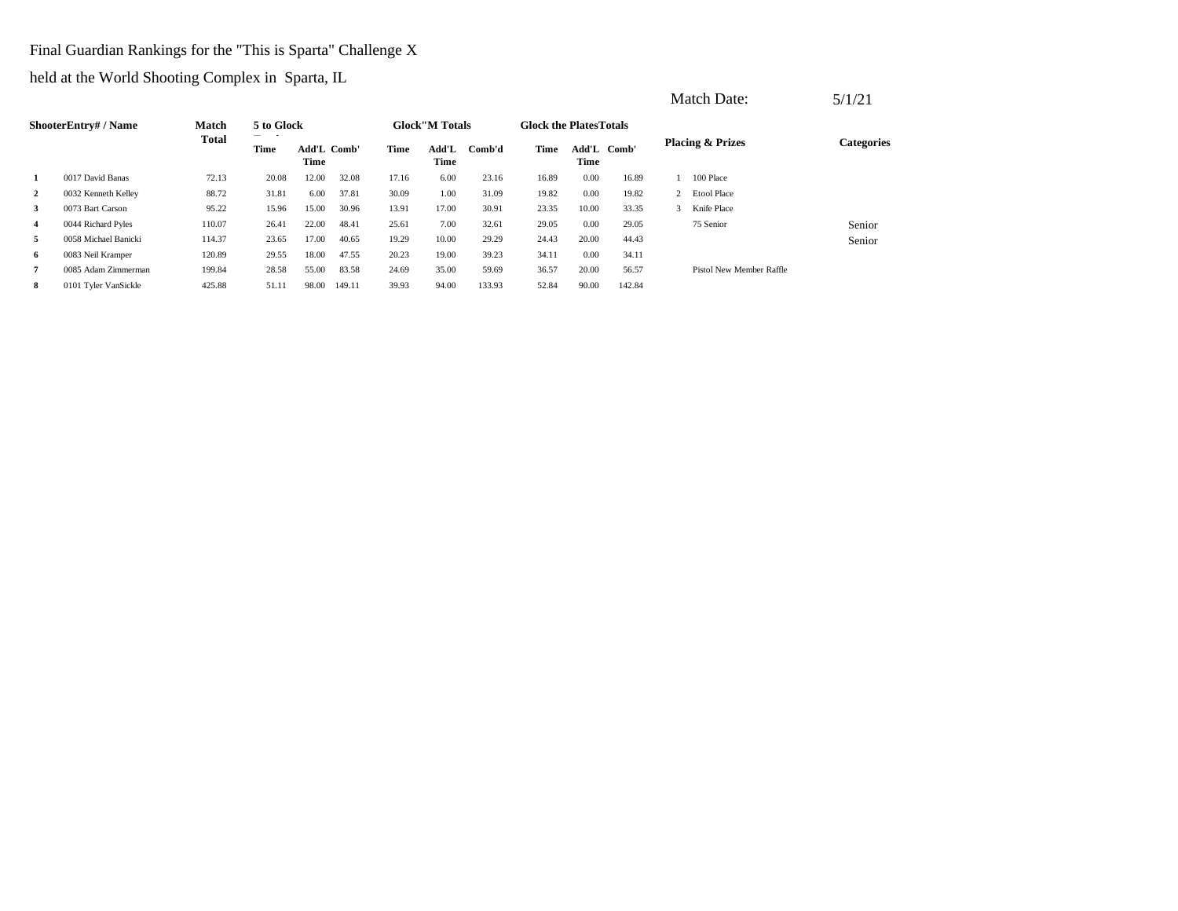Final Guardian Rankings for the "This is Sparta" Challenge X

held at the World Shooting Complex in Sparta, IL

Match Date: 5/1/21

| Shooter | Entry# / Name | Match Total | 5 to Glock | | | Glock"M Totals | | | Glock the Plates Totals | | | Placing & Prizes | | Categories |
|---|---|---|---|---|---|---|---|---|---|---|---|---|---|---|
| | | | Time | Add'L Time | Comb' | Time | Add'L Time | Comb'd | Time | Add'L Time | Comb' | | | |
| 1 | 0017 David Banas | 72.13 | 20.08 | 12.00 | 32.08 | 17.16 | 6.00 | 23.16 | 16.89 | 0.00 | 16.89 | 1 | 100 Place | |
| 2 | 0032 Kenneth Kelley | 88.72 | 31.81 | 6.00 | 37.81 | 30.09 | 1.00 | 31.09 | 19.82 | 0.00 | 19.82 | 2 | Etool Place | |
| 3 | 0073 Bart Carson | 95.22 | 15.96 | 15.00 | 30.96 | 13.91 | 17.00 | 30.91 | 23.35 | 10.00 | 33.35 | 3 | Knife Place | |
| 4 | 0044 Richard Pyles | 110.07 | 26.41 | 22.00 | 48.41 | 25.61 | 7.00 | 32.61 | 29.05 | 0.00 | 29.05 | | 75 Senior | Senior |
| 5 | 0058 Michael Banicki | 114.37 | 23.65 | 17.00 | 40.65 | 19.29 | 10.00 | 29.29 | 24.43 | 20.00 | 44.43 | | | Senior |
| 6 | 0083 Neil Kramper | 120.89 | 29.55 | 18.00 | 47.55 | 20.23 | 19.00 | 39.23 | 34.11 | 0.00 | 34.11 | | | |
| 7 | 0085 Adam Zimmerman | 199.84 | 28.58 | 55.00 | 83.58 | 24.69 | 35.00 | 59.69 | 36.57 | 20.00 | 56.57 | | Pistol New Member Raffle | |
| 8 | 0101 Tyler VanSickle | 425.88 | 51.11 | 98.00 | 149.11 | 39.93 | 94.00 | 133.93 | 52.84 | 90.00 | 142.84 | | | |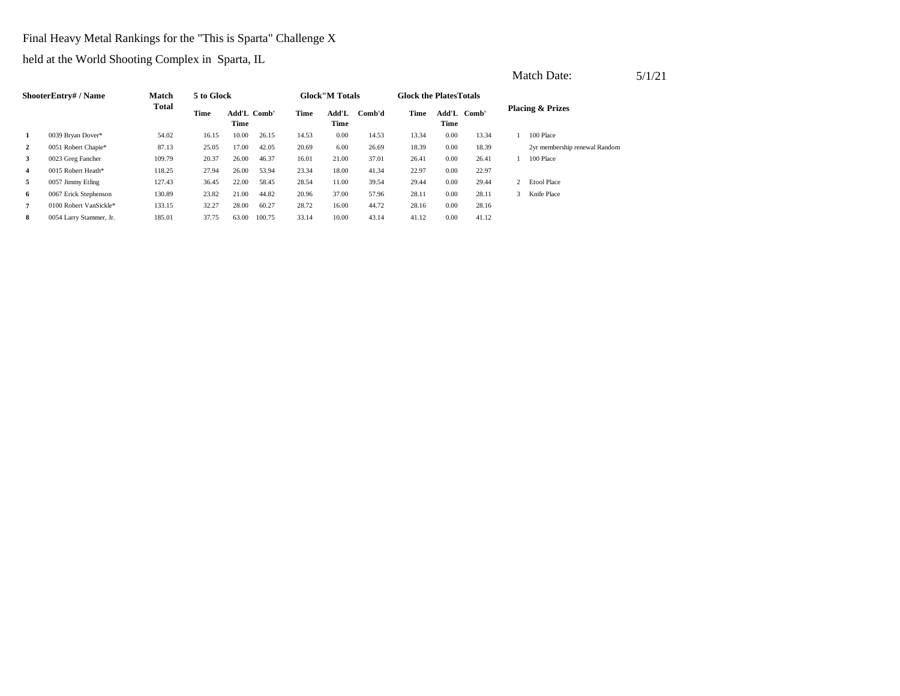Final Heavy Metal Rankings for the "This is Sparta" Challenge X

held at the World Shooting Complex in Sparta, IL

Match Date: 5/1/21

| Shooter | Entry# / Name | Match Total | 5 to Glock | | | Glock"M Totals | | | Glock the Plates Totals | | | Placing & Prizes | |
|---|---|---|---|---|---|---|---|---|---|---|---|---|---|
| | | | Time | Add'L Time | Comb' | Time | Add'L Time | Comb'd | Time | Add'L Time | Comb' | | |
| 1 | 0039 Bryan Dover* | 54.02 | 16.15 | 10.00 | 26.15 | 14.53 | 0.00 | 14.53 | 13.34 | 0.00 | 13.34 | 1 | 100 Place |
| 2 | 0051 Robert Chapie* | 87.13 | 25.05 | 17.00 | 42.05 | 20.69 | 6.00 | 26.69 | 18.39 | 0.00 | 18.39 | | 2yr membership renewal Random |
| 3 | 0023 Greg Fancher | 109.79 | 20.37 | 26.00 | 46.37 | 16.01 | 21.00 | 37.01 | 26.41 | 0.00 | 26.41 | 1 | 100 Place |
| 4 | 0015 Robert Heath* | 118.25 | 27.94 | 26.00 | 53.94 | 23.34 | 18.00 | 41.34 | 22.97 | 0.00 | 22.97 | | |
| 5 | 0057 Jimmy Etling | 127.43 | 36.45 | 22.00 | 58.45 | 28.54 | 11.00 | 39.54 | 29.44 | 0.00 | 29.44 | 2 | Etool Place |
| 6 | 0067 Erick Stephenson | 130.89 | 23.82 | 21.00 | 44.82 | 20.96 | 37.00 | 57.96 | 28.11 | 0.00 | 28.11 | 3 | Knife Place |
| 7 | 0100 Robert VanSickle* | 133.15 | 32.27 | 28.00 | 60.27 | 28.72 | 16.00 | 44.72 | 28.16 | 0.00 | 28.16 | | |
| 8 | 0054 Larry Stammer, Jr. | 185.01 | 37.75 | 63.00 | 100.75 | 33.14 | 10.00 | 43.14 | 41.12 | 0.00 | 41.12 | | |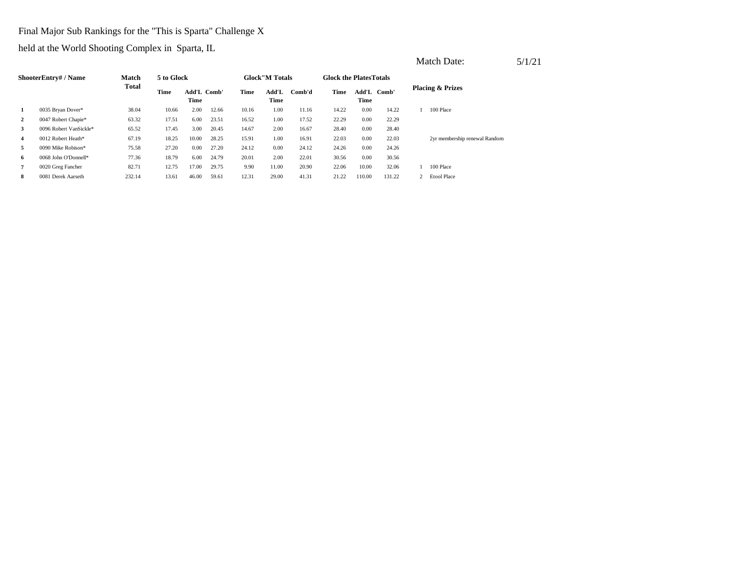Final Major Sub Rankings for the "This is Sparta" Challenge X

held at the World Shooting Complex in Sparta, IL

Match Date: 5/1/21

| Shooter | Entry# / Name | Match Total | 5 to Glock | | | Glock"M Totals | | | Glock the Plates Totals | | | Placing & Prizes | |
|---|---|---|---|---|---|---|---|---|---|---|---|---|---|
| | | | Time | Add'L Time | Comb' | Time | Add'L Time | Comb'd | Time | Add'L Time | Comb' | | |
| 1 | 0035 Bryan Dover* | 38.04 | 10.66 | 2.00 | 12.66 | 10.16 | 1.00 | 11.16 | 14.22 | 0.00 | 14.22 | 1 | 100 Place |
| 2 | 0047 Robert Chapie* | 63.32 | 17.51 | 6.00 | 23.51 | 16.52 | 1.00 | 17.52 | 22.29 | 0.00 | 22.29 | | |
| 3 | 0096 Robert VanSickle* | 65.52 | 17.45 | 3.00 | 20.45 | 14.67 | 2.00 | 16.67 | 28.40 | 0.00 | 28.40 | | |
| 4 | 0012 Robert Heath* | 67.19 | 18.25 | 10.00 | 28.25 | 15.91 | 1.00 | 16.91 | 22.03 | 0.00 | 22.03 | | 2yr membership renewal Random |
| 5 | 0090 Mike Robison* | 75.58 | 27.20 | 0.00 | 27.20 | 24.12 | 0.00 | 24.12 | 24.26 | 0.00 | 24.26 | | |
| 6 | 0068 John O'Donnell* | 77.36 | 18.79 | 6.00 | 24.79 | 20.01 | 2.00 | 22.01 | 30.56 | 0.00 | 30.56 | | |
| 7 | 0020 Greg Fancher | 82.71 | 12.75 | 17.00 | 29.75 | 9.90 | 11.00 | 20.90 | 22.06 | 10.00 | 32.06 | 1 | 100 Place |
| 8 | 0081 Derek Aarseth | 232.14 | 13.61 | 46.00 | 59.61 | 12.31 | 29.00 | 41.31 | 21.22 | 110.00 | 131.22 | 2 | Etool Place |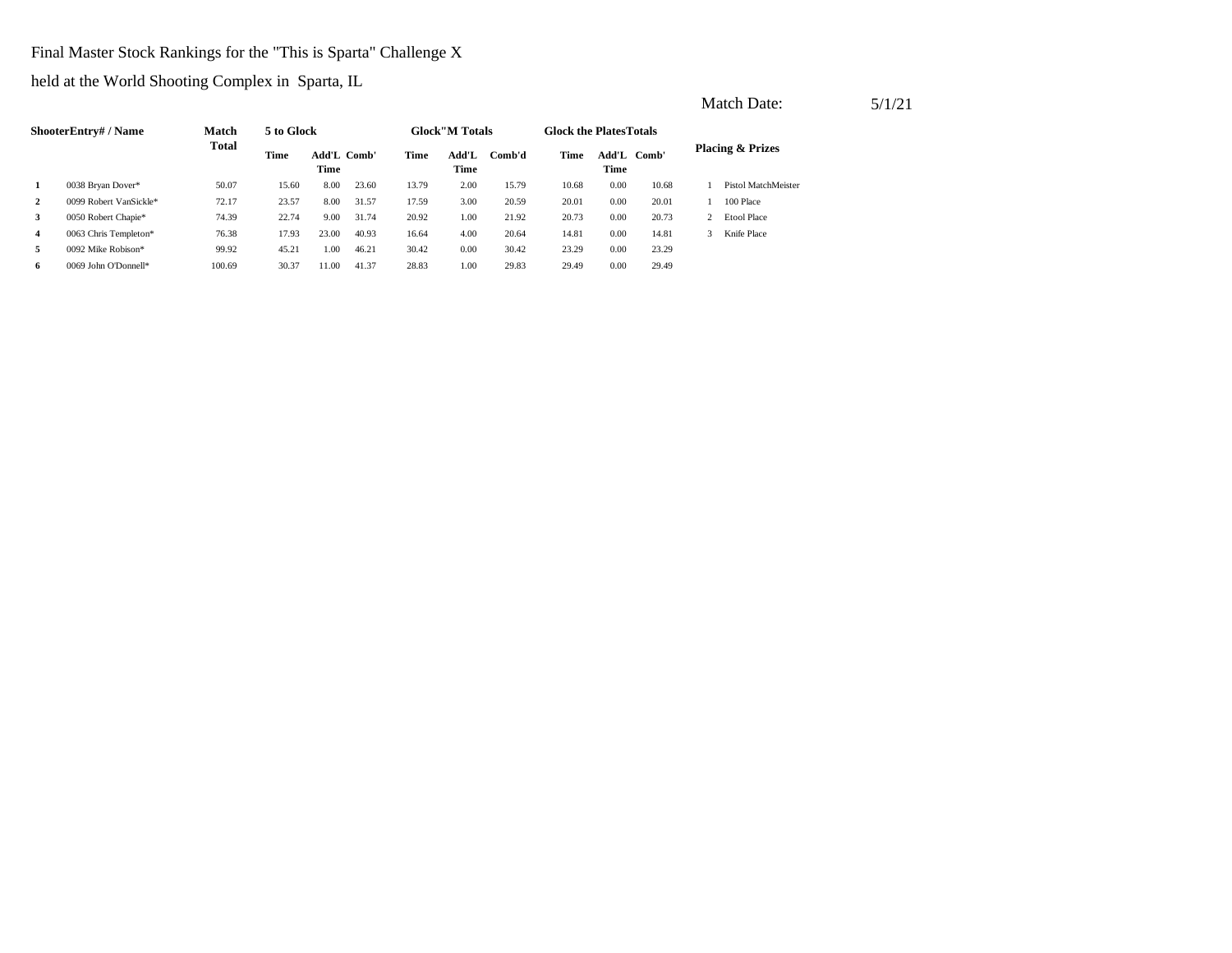Final Master Stock Rankings for the "This is Sparta" Challenge X

held at the World Shooting Complex in Sparta, IL

Match Date: 5/1/21

| Shooter | Entry# / Name | Match Total | 5 to Glock | | | Glock"M Totals | | | Glock the Plates Totals | | | Placing & Prizes | |
|---|---|---|---|---|---|---|---|---|---|---|---|---|---|
| | | | Time | Add'L Time | Comb' | Time | Add'L Time | Comb'd | Time | Add'L Time | Comb' | | |
| 1 | 0038 Bryan Dover* | 50.07 | 15.60 | 8.00 | 23.60 | 13.79 | 2.00 | 15.79 | 10.68 | 0.00 | 10.68 | 1 | Pistol MatchMeister |
| 2 | 0099 Robert VanSickle* | 72.17 | 23.57 | 8.00 | 31.57 | 17.59 | 3.00 | 20.59 | 20.01 | 0.00 | 20.01 | 1 | 100 Place |
| 3 | 0050 Robert Chapie* | 74.39 | 22.74 | 9.00 | 31.74 | 20.92 | 1.00 | 21.92 | 20.73 | 0.00 | 20.73 | 2 | Etool Place |
| 4 | 0063 Chris Templeton* | 76.38 | 17.93 | 23.00 | 40.93 | 16.64 | 4.00 | 20.64 | 14.81 | 0.00 | 14.81 | 3 | Knife Place |
| 5 | 0092 Mike Robison* | 99.92 | 45.21 | 1.00 | 46.21 | 30.42 | 0.00 | 30.42 | 23.29 | 0.00 | 23.29 | | |
| 6 | 0069 John O'Donnell* | 100.69 | 30.37 | 11.00 | 41.37 | 28.83 | 1.00 | 29.83 | 29.49 | 0.00 | 29.49 | | |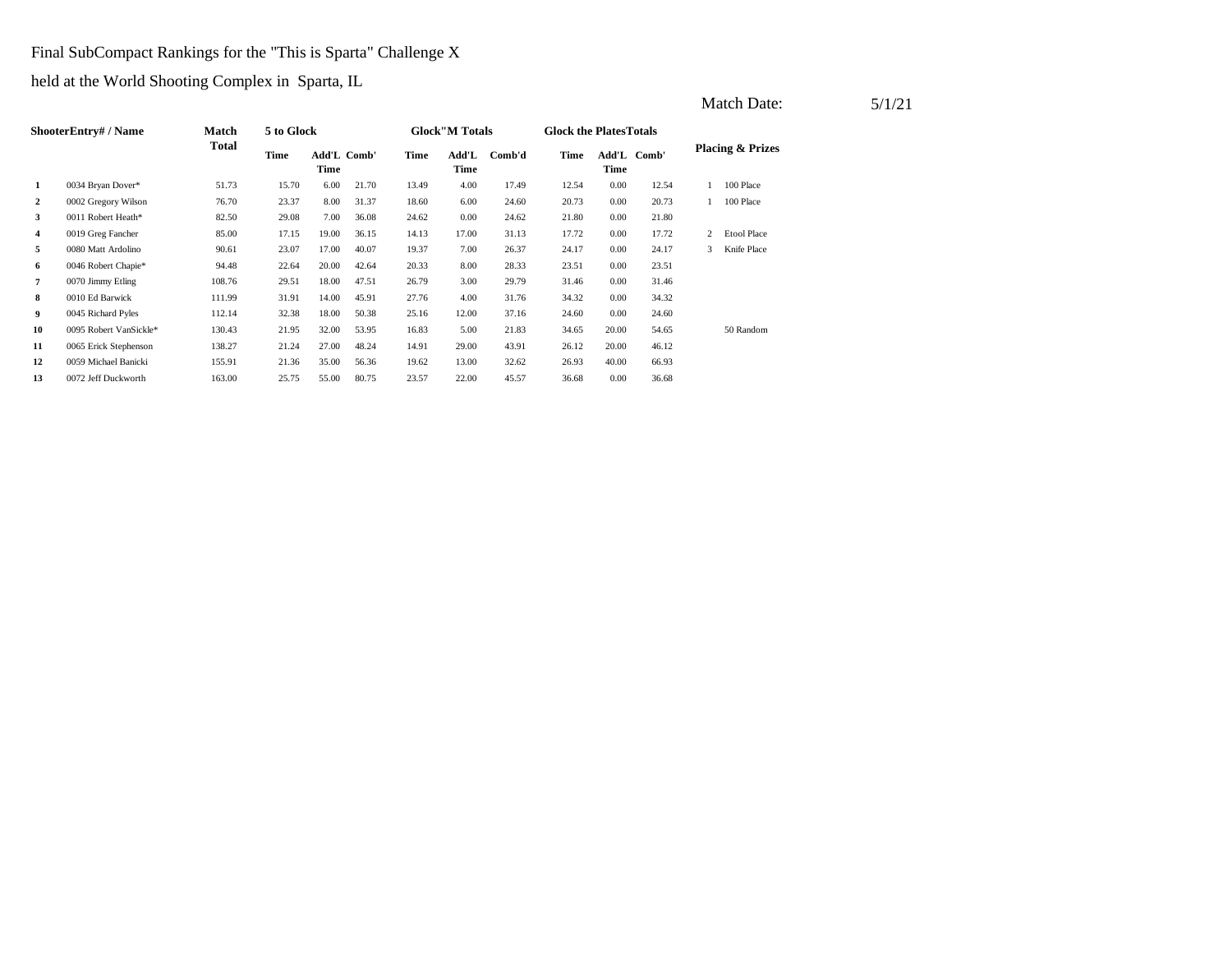Final SubCompact Rankings for the "This is Sparta" Challenge X

held at the World Shooting Complex in Sparta, IL

Match Date: 5/1/21

| ShooterEntry# / Name | | Match Total | 5 to Glock | | | Glock"M Totals | | | Glock the PlatesTotals | | | Placing & Prizes | |
|---|---|---|---|---|---|---|---|---|---|---|---|---|---|
| | | | Time | Add'L Time | Comb' | Time | Add'L Time | Comb'd | Time | Add'L Time | Comb' | | |
| 1 | 0034 Bryan Dover* | 51.73 | 15.70 | 6.00 | 21.70 | 13.49 | 4.00 | 17.49 | 12.54 | 0.00 | 12.54 | 1 | 100 Place |
| 2 | 0002 Gregory Wilson | 76.70 | 23.37 | 8.00 | 31.37 | 18.60 | 6.00 | 24.60 | 20.73 | 0.00 | 20.73 | 1 | 100 Place |
| 3 | 0011 Robert Heath* | 82.50 | 29.08 | 7.00 | 36.08 | 24.62 | 0.00 | 24.62 | 21.80 | 0.00 | 21.80 | | |
| 4 | 0019 Greg Fancher | 85.00 | 17.15 | 19.00 | 36.15 | 14.13 | 17.00 | 31.13 | 17.72 | 0.00 | 17.72 | 2 | Etool Place |
| 5 | 0080 Matt Ardolino | 90.61 | 23.07 | 17.00 | 40.07 | 19.37 | 7.00 | 26.37 | 24.17 | 0.00 | 24.17 | 3 | Knife Place |
| 6 | 0046 Robert Chapie* | 94.48 | 22.64 | 20.00 | 42.64 | 20.33 | 8.00 | 28.33 | 23.51 | 0.00 | 23.51 | | |
| 7 | 0070 Jimmy Etling | 108.76 | 29.51 | 18.00 | 47.51 | 26.79 | 3.00 | 29.79 | 31.46 | 0.00 | 31.46 | | |
| 8 | 0010 Ed Barwick | 111.99 | 31.91 | 14.00 | 45.91 | 27.76 | 4.00 | 31.76 | 34.32 | 0.00 | 34.32 | | |
| 9 | 0045 Richard Pyles | 112.14 | 32.38 | 18.00 | 50.38 | 25.16 | 12.00 | 37.16 | 24.60 | 0.00 | 24.60 | | |
| 10 | 0095 Robert VanSickle* | 130.43 | 21.95 | 32.00 | 53.95 | 16.83 | 5.00 | 21.83 | 34.65 | 20.00 | 54.65 | | 50 Random |
| 11 | 0065 Erick Stephenson | 138.27 | 21.24 | 27.00 | 48.24 | 14.91 | 29.00 | 43.91 | 26.12 | 20.00 | 46.12 | | |
| 12 | 0059 Michael Banicki | 155.91 | 21.36 | 35.00 | 56.36 | 19.62 | 13.00 | 32.62 | 26.93 | 40.00 | 66.93 | | |
| 13 | 0072 Jeff Duckworth | 163.00 | 25.75 | 55.00 | 80.75 | 23.57 | 22.00 | 45.57 | 36.68 | 0.00 | 36.68 | | |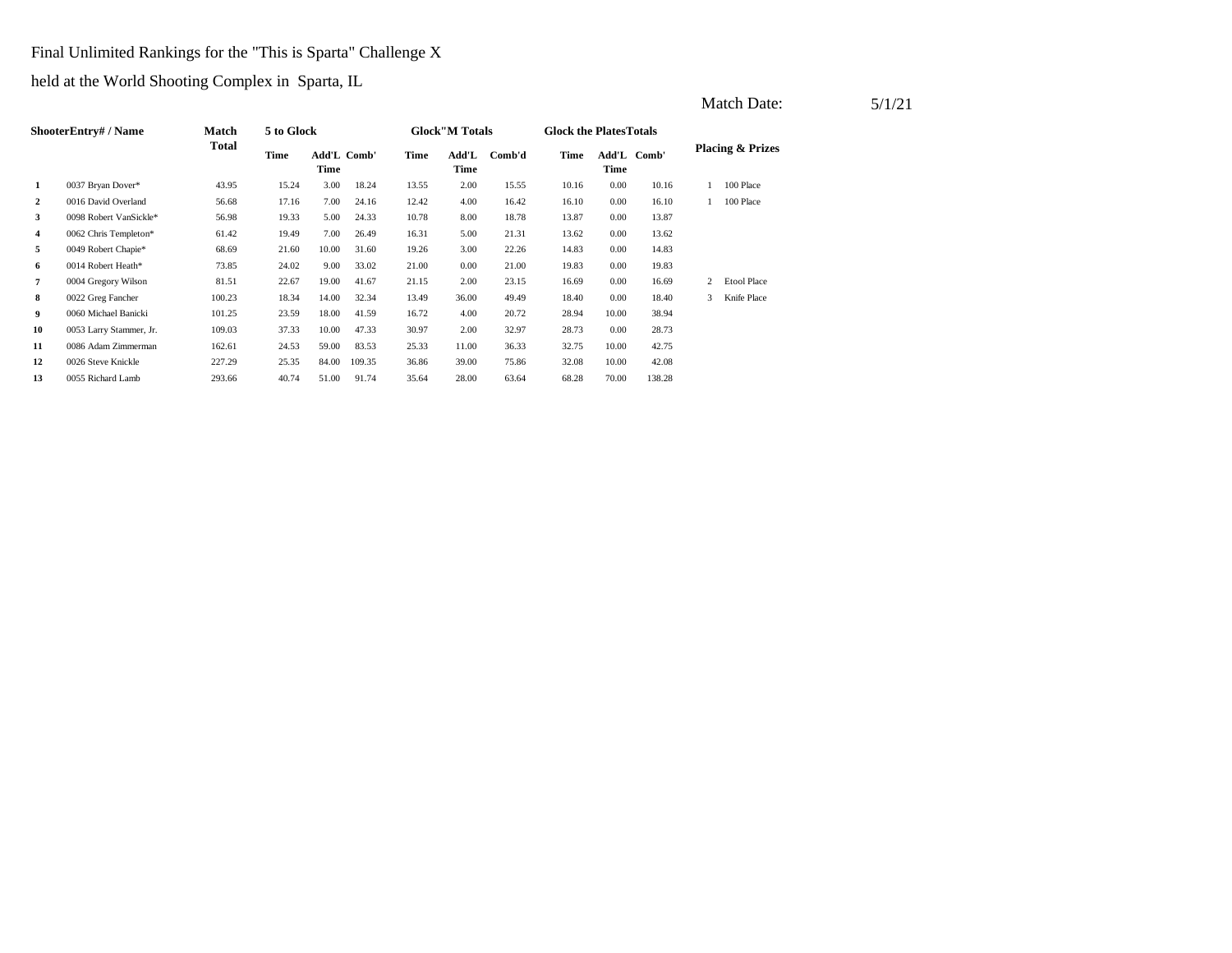Final Unlimited Rankings for the "This is Sparta" Challenge X

held at the World Shooting Complex in Sparta, IL

Match Date: 5/1/21

| ShooterEntry# / Name | | Match Total | 5 to Glock | | | Glock"M Totals | | | Glock the PlatesTotals | | | Placing & Prizes | |
|---|---|---|---|---|---|---|---|---|---|---|---|---|---|
| | | | Time | Add'L Time | Comb' | Time | Add'L Time | Comb'd | Time | Add'L Time | Comb' | | |
| 1 | 0037 Bryan Dover* | 43.95 | 15.24 | 3.00 | 18.24 | 13.55 | 2.00 | 15.55 | 10.16 | 0.00 | 10.16 | 1 | 100 Place |
| 2 | 0016 David Overland | 56.68 | 17.16 | 7.00 | 24.16 | 12.42 | 4.00 | 16.42 | 16.10 | 0.00 | 16.10 | 1 | 100 Place |
| 3 | 0098 Robert VanSickle* | 56.98 | 19.33 | 5.00 | 24.33 | 10.78 | 8.00 | 18.78 | 13.87 | 0.00 | 13.87 | | |
| 4 | 0062 Chris Templeton* | 61.42 | 19.49 | 7.00 | 26.49 | 16.31 | 5.00 | 21.31 | 13.62 | 0.00 | 13.62 | | |
| 5 | 0049 Robert Chapie* | 68.69 | 21.60 | 10.00 | 31.60 | 19.26 | 3.00 | 22.26 | 14.83 | 0.00 | 14.83 | | |
| 6 | 0014 Robert Heath* | 73.85 | 24.02 | 9.00 | 33.02 | 21.00 | 0.00 | 21.00 | 19.83 | 0.00 | 19.83 | | |
| 7 | 0004 Gregory Wilson | 81.51 | 22.67 | 19.00 | 41.67 | 21.15 | 2.00 | 23.15 | 16.69 | 0.00 | 16.69 | 2 | Etool Place |
| 8 | 0022 Greg Fancher | 100.23 | 18.34 | 14.00 | 32.34 | 13.49 | 36.00 | 49.49 | 18.40 | 0.00 | 18.40 | 3 | Knife Place |
| 9 | 0060 Michael Banicki | 101.25 | 23.59 | 18.00 | 41.59 | 16.72 | 4.00 | 20.72 | 28.94 | 10.00 | 38.94 | | |
| 10 | 0053 Larry Stammer, Jr. | 109.03 | 37.33 | 10.00 | 47.33 | 30.97 | 2.00 | 32.97 | 28.73 | 0.00 | 28.73 | | |
| 11 | 0086 Adam Zimmerman | 162.61 | 24.53 | 59.00 | 83.53 | 25.33 | 11.00 | 36.33 | 32.75 | 10.00 | 42.75 | | |
| 12 | 0026 Steve Knickle | 227.29 | 25.35 | 84.00 | 109.35 | 36.86 | 39.00 | 75.86 | 32.08 | 10.00 | 42.08 | | |
| 13 | 0055 Richard Lamb | 293.66 | 40.74 | 51.00 | 91.74 | 35.64 | 28.00 | 63.64 | 68.28 | 70.00 | 138.28 | | |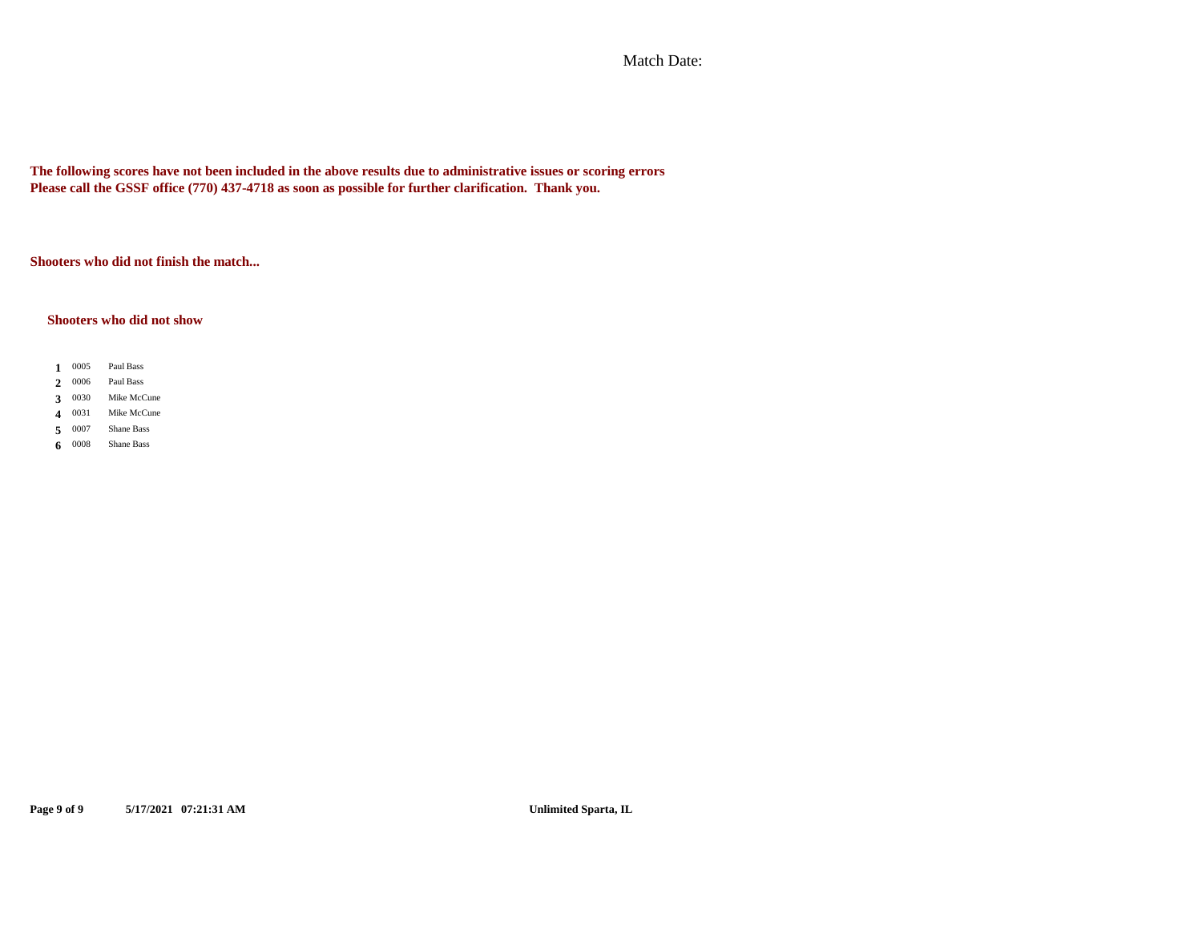Match Date:

**The following scores have not been included in the above results due to administrative issues or scoring errors**
**Please call the GSSF office (770) 437-4718 as soon as possible for further clarification. Thank you.**

**Shooters who did not finish the match...**

**Shooters who did not show**

| | | |
|---|---|---|
| **1** | 0005 | Paul Bass |
| **2** | 0006 | Paul Bass |
| **3** | 0030 | Mike McCune |
| **4** | 0031 | Mike McCune |
| **5** | 0007 | Shane Bass |
| **6** | 0008 | Shane Bass |